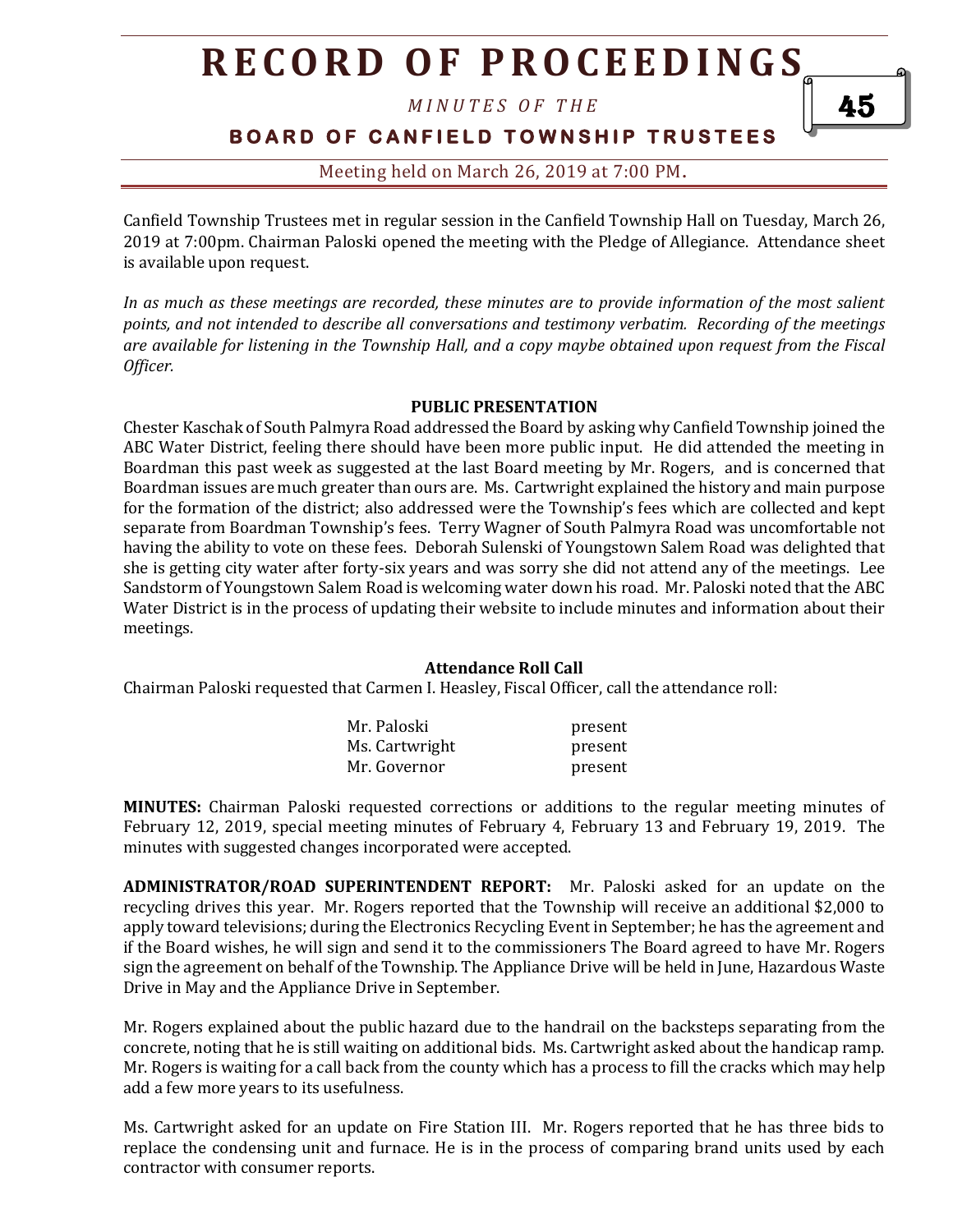# RECORD OF PROCEEDINGS

*MINUTES OF THE*

**BOARD OF CANFIELD TOWNSHIP TRUSTEES**

Meeting held on March 26, 2019 at 7:00 PM.

Canfield Township Trustees met in regular session in the Canfield Township Hall on Tuesday, March 26, 2019 at 7:00pm. Chairman Paloski opened the meeting with the Pledge of Allegiance. Attendance sheet is available upon request.

*In as much as these meetings are recorded, these minutes are to provide information of the most salient points, and not intended to describe all conversations and testimony verbatim. Recording of the meetings are available for listening in the Township Hall, and a copy maybe obtained upon request from the Fiscal Officer.*

**PUBLIC PRESENTATION**

Chester Kaschak of South Palmyra Road addressed the Board by asking why Canfield Township joined the ABC Water District, feeling there should have been more public input. He did attended the meeting in Boardman this past week as suggested at the last Board meeting by Mr. Rogers, and is concerned that Boardman issues are much greater than ours are. Ms. Cartwright explained the history and main purpose for the formation of the district; also addressed were the Township's fees which are collected and kept separate from Boardman Township's fees. Terry Wagner of South Palmyra Road was uncomfortable not having the ability to vote on these fees. Deborah Sulenski of Youngstown Salem Road was delighted that she is getting city water after forty-six years and was sorry she did not attend any of the meetings. Lee Sandstorm of Youngstown Salem Road is welcoming water down his road. Mr. Paloski noted that the ABC Water District is in the process of updating their website to include minutes and information about their meetings.

**Attendance Roll Call**

Chairman Paloski requested that Carmen I. Heasley, Fiscal Officer, call the attendance roll:

| | |
|---|---|
| Mr. Paloski | present |
| Ms. Cartwright | present |
| Mr. Governor | present |

**MINUTES:** Chairman Paloski requested corrections or additions to the regular meeting minutes of February 12, 2019, special meeting minutes of February 4, February 13 and February 19, 2019. The minutes with suggested changes incorporated were accepted.

**ADMINISTRATOR/ROAD SUPERINTENDENT REPORT:** Mr. Paloski asked for an update on the recycling drives this year. Mr. Rogers reported that the Township will receive an additional $2,000 to apply toward televisions; during the Electronics Recycling Event in September; he has the agreement and if the Board wishes, he will sign and send it to the commissioners The Board agreed to have Mr. Rogers sign the agreement on behalf of the Township. The Appliance Drive will be held in June, Hazardous Waste Drive in May and the Appliance Drive in September.

Mr. Rogers explained about the public hazard due to the handrail on the backsteps separating from the concrete, noting that he is still waiting on additional bids. Ms. Cartwright asked about the handicap ramp. Mr. Rogers is waiting for a call back from the county which has a process to fill the cracks which may help add a few more years to its usefulness.

Ms. Cartwright asked for an update on Fire Station III. Mr. Rogers reported that he has three bids to replace the condensing unit and furnace. He is in the process of comparing brand units used by each contractor with consumer reports.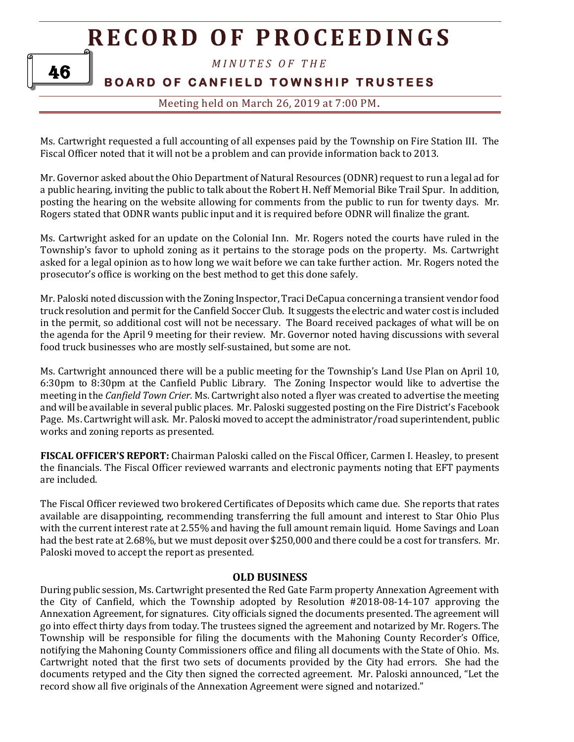Ms. Cartwright requested a full accounting of all expenses paid by the Township on Fire Station III. The Fiscal Officer noted that it will not be a problem and can provide information back to 2013.

Mr. Governor asked about the Ohio Department of Natural Resources (ODNR) request to run a legal ad for a public hearing, inviting the public to talk about the Robert H. Neff Memorial Bike Trail Spur. In addition, posting the hearing on the website allowing for comments from the public to run for twenty days. Mr. Rogers stated that ODNR wants public input and it is required before ODNR will finalize the grant.

Ms. Cartwright asked for an update on the Colonial Inn. Mr. Rogers noted the courts have ruled in the Township's favor to uphold zoning as it pertains to the storage pods on the property. Ms. Cartwright asked for a legal opinion as to how long we wait before we can take further action. Mr. Rogers noted the prosecutor's office is working on the best method to get this done safely.

Mr. Paloski noted discussion with the Zoning Inspector, Traci DeCapua concerning a transient vendor food truck resolution and permit for the Canfield Soccer Club. It suggests the electric and water cost is included in the permit, so additional cost will not be necessary. The Board received packages of what will be on the agenda for the April 9 meeting for their review. Mr. Governor noted having discussions with several food truck businesses who are mostly self-sustained, but some are not.

Ms. Cartwright announced there will be a public meeting for the Township's Land Use Plan on April 10, 6:30pm to 8:30pm at the Canfield Public Library. The Zoning Inspector would like to advertise the meeting in the *Canfield Town Crier*. Ms. Cartwright also noted a flyer was created to advertise the meeting and will be available in several public places. Mr. Paloski suggested posting on the Fire District's Facebook Page. Ms. Cartwright will ask. Mr. Paloski moved to accept the administrator/road superintendent, public works and zoning reports as presented.

**FISCAL OFFICER'S REPORT:** Chairman Paloski called on the Fiscal Officer, Carmen I. Heasley, to present the financials. The Fiscal Officer reviewed warrants and electronic payments noting that EFT payments are included.

The Fiscal Officer reviewed two brokered Certificates of Deposits which came due. She reports that rates available are disappointing, recommending transferring the full amount and interest to Star Ohio Plus with the current interest rate at 2.55% and having the full amount remain liquid. Home Savings and Loan had the best rate at 2.68%, but we must deposit over $250,000 and there could be a cost for transfers. Mr. Paloski moved to accept the report as presented.

## OLD BUSINESS

During public session, Ms. Cartwright presented the Red Gate Farm property Annexation Agreement with the City of Canfield, which the Township adopted by Resolution #2018-08-14-107 approving the Annexation Agreement, for signatures. City officials signed the documents presented. The agreement will go into effect thirty days from today. The trustees signed the agreement and notarized by Mr. Rogers. The Township will be responsible for filing the documents with the Mahoning County Recorder's Office, notifying the Mahoning County Commissioners office and filing all documents with the State of Ohio. Ms. Cartwright noted that the first two sets of documents provided by the City had errors. She had the documents retyped and the City then signed the corrected agreement. Mr. Paloski announced, "Let the record show all five originals of the Annexation Agreement were signed and notarized."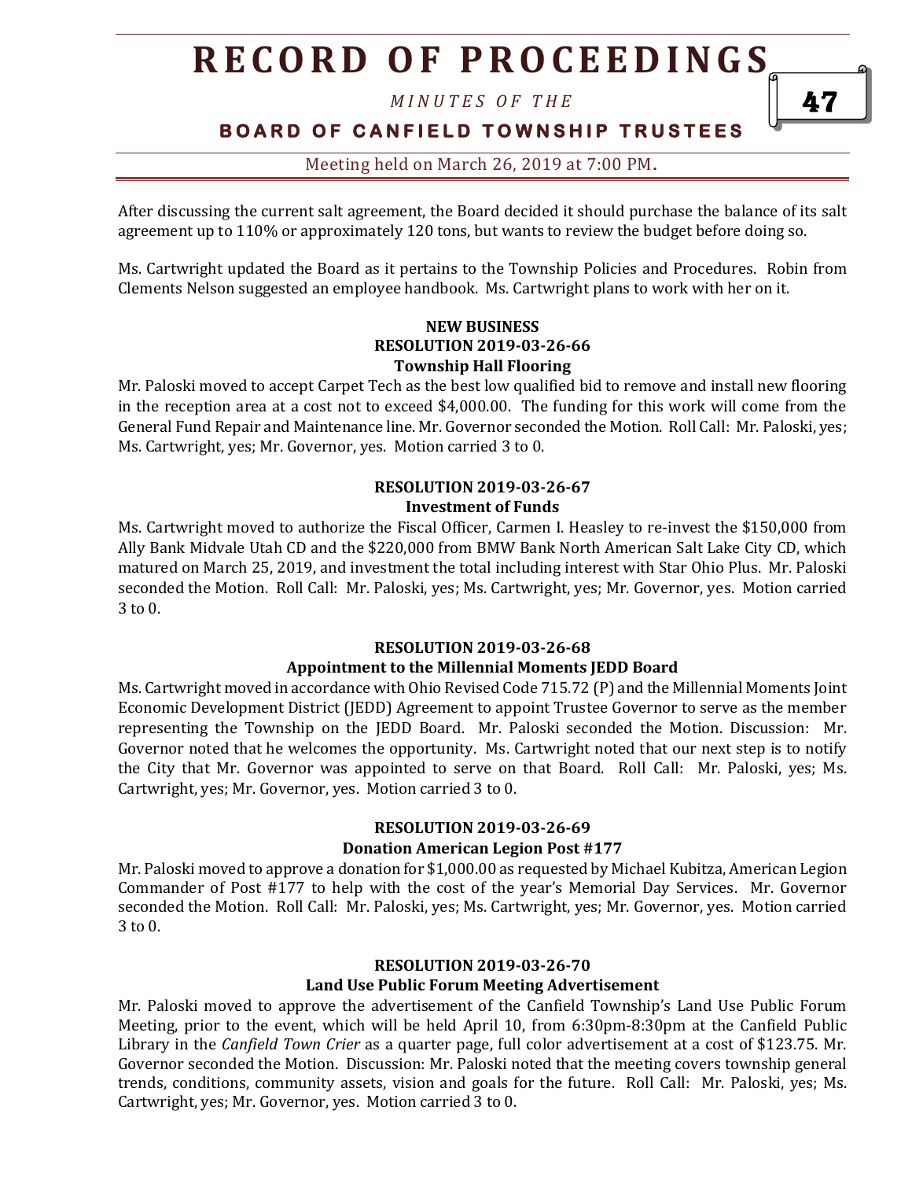After discussing the current salt agreement, the Board decided it should purchase the balance of its salt agreement up to 110% or approximately 120 tons, but wants to review the budget before doing so.

Ms. Cartwright updated the Board as it pertains to the Township Policies and Procedures. Robin from Clements Nelson suggested an employee handbook. Ms. Cartwright plans to work with her on it.

**NEW BUSINESS**
**RESOLUTION 2019-03-26-66**
**Township Hall Flooring**

Mr. Paloski moved to accept Carpet Tech as the best low qualified bid to remove and install new flooring in the reception area at a cost not to exceed $4,000.00. The funding for this work will come from the General Fund Repair and Maintenance line. Mr. Governor seconded the Motion. Roll Call: Mr. Paloski, yes; Ms. Cartwright, yes; Mr. Governor, yes. Motion carried 3 to 0.

**RESOLUTION 2019-03-26-67**
**Investment of Funds**

Ms. Cartwright moved to authorize the Fiscal Officer, Carmen I. Heasley to re-invest the $150,000 from Ally Bank Midvale Utah CD and the $220,000 from BMW Bank North American Salt Lake City CD, which matured on March 25, 2019, and investment the total including interest with Star Ohio Plus. Mr. Paloski seconded the Motion. Roll Call: Mr. Paloski, yes; Ms. Cartwright, yes; Mr. Governor, yes. Motion carried 3 to 0.

**RESOLUTION 2019-03-26-68**
**Appointment to the Millennial Moments JEDD Board**

Ms. Cartwright moved in accordance with Ohio Revised Code 715.72 (P) and the Millennial Moments Joint Economic Development District (JEDD) Agreement to appoint Trustee Governor to serve as the member representing the Township on the JEDD Board. Mr. Paloski seconded the Motion. Discussion: Mr. Governor noted that he welcomes the opportunity. Ms. Cartwright noted that our next step is to notify the City that Mr. Governor was appointed to serve on that Board. Roll Call: Mr. Paloski, yes; Ms. Cartwright, yes; Mr. Governor, yes. Motion carried 3 to 0.

**RESOLUTION 2019-03-26-69**
**Donation American Legion Post #177**

Mr. Paloski moved to approve a donation for $1,000.00 as requested by Michael Kubitza, American Legion Commander of Post #177 to help with the cost of the year's Memorial Day Services. Mr. Governor seconded the Motion. Roll Call: Mr. Paloski, yes; Ms. Cartwright, yes; Mr. Governor, yes. Motion carried 3 to 0.

**RESOLUTION 2019-03-26-70**
**Land Use Public Forum Meeting Advertisement**

Mr. Paloski moved to approve the advertisement of the Canfield Township's Land Use Public Forum Meeting, prior to the event, which will be held April 10, from 6:30pm-8:30pm at the Canfield Public Library in the *Canfield Town Crier* as a quarter page, full color advertisement at a cost of $123.75. Mr. Governor seconded the Motion. Discussion: Mr. Paloski noted that the meeting covers township general trends, conditions, community assets, vision and goals for the future. Roll Call: Mr. Paloski, yes; Ms. Cartwright, yes; Mr. Governor, yes. Motion carried 3 to 0.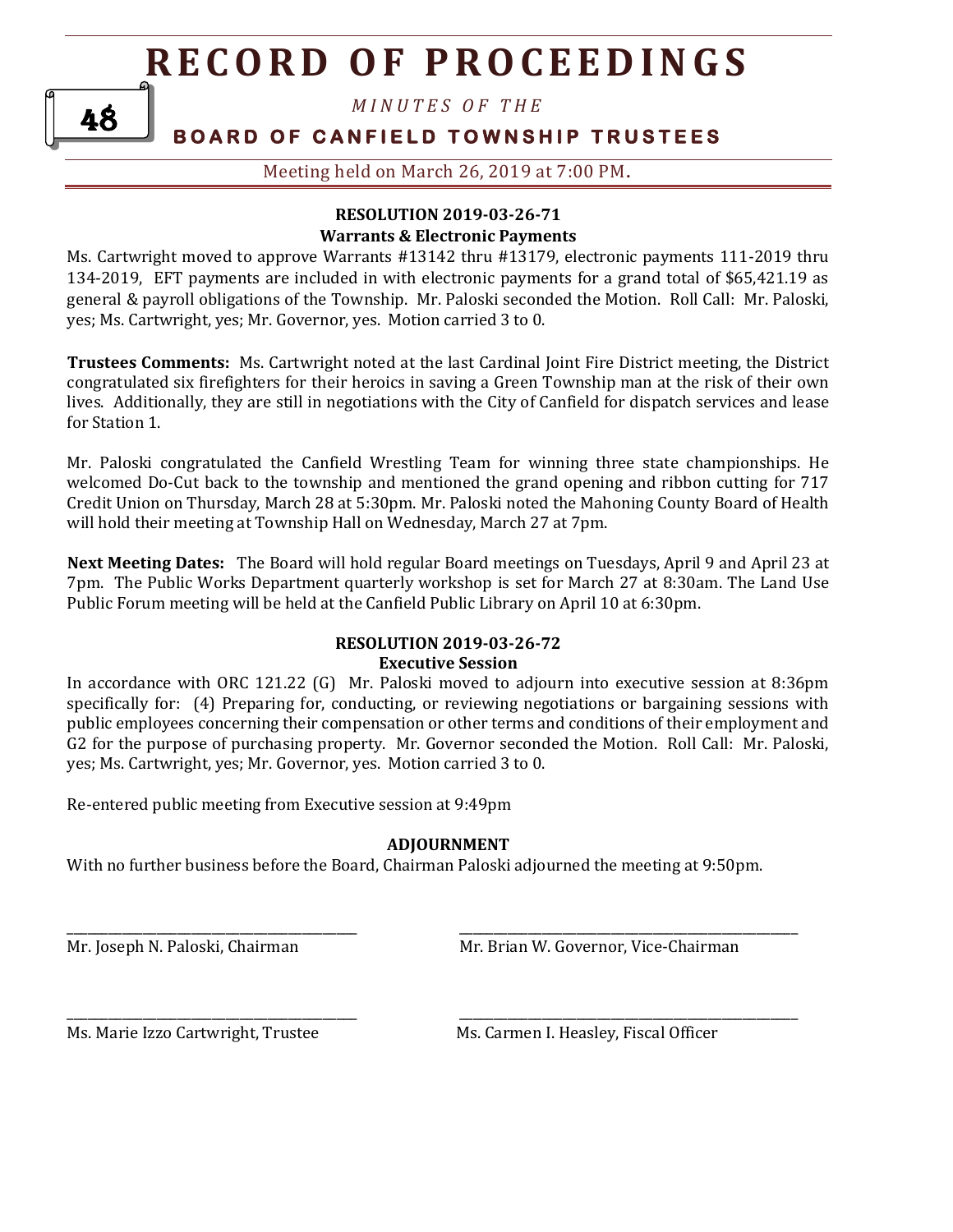**RESOLUTION 2019-03-26-71**
**Warrants & Electronic Payments**

Ms. Cartwright moved to approve Warrants #13142 thru #13179, electronic payments 111-2019 thru 134-2019, EFT payments are included in with electronic payments for a grand total of $65,421.19 as general & payroll obligations of the Township. Mr. Paloski seconded the Motion. Roll Call: Mr. Paloski, yes; Ms. Cartwright, yes; Mr. Governor, yes. Motion carried 3 to 0.

**Trustees Comments:** Ms. Cartwright noted at the last Cardinal Joint Fire District meeting, the District congratulated six firefighters for their heroics in saving a Green Township man at the risk of their own lives. Additionally, they are still in negotiations with the City of Canfield for dispatch services and lease for Station 1.

Mr. Paloski congratulated the Canfield Wrestling Team for winning three state championships. He welcomed Do-Cut back to the township and mentioned the grand opening and ribbon cutting for 717 Credit Union on Thursday, March 28 at 5:30pm. Mr. Paloski noted the Mahoning County Board of Health will hold their meeting at Township Hall on Wednesday, March 27 at 7pm.

**Next Meeting Dates:** The Board will hold regular Board meetings on Tuesdays, April 9 and April 23 at 7pm. The Public Works Department quarterly workshop is set for March 27 at 8:30am. The Land Use Public Forum meeting will be held at the Canfield Public Library on April 10 at 6:30pm.

**RESOLUTION 2019-03-26-72**
**Executive Session**

In accordance with ORC 121.22 (G) Mr. Paloski moved to adjourn into executive session at 8:36pm specifically for: (4) Preparing for, conducting, or reviewing negotiations or bargaining sessions with public employees concerning their compensation or other terms and conditions of their employment and G2 for the purpose of purchasing property. Mr. Governor seconded the Motion. Roll Call: Mr. Paloski, yes; Ms. Cartwright, yes; Mr. Governor, yes. Motion carried 3 to 0.

Re-entered public meeting from Executive session at 9:49pm

**ADJOURNMENT**

With no further business before the Board, Chairman Paloski adjourned the meeting at 9:50pm.

| | |
|---|---|
| \_\_\_\_\_\_\_\_\_\_\_\_\_\_\_\_\_\_\_\_\_\_\_\_\_\_\_\_\_\_\_\_ | \_\_\_\_\_\_\_\_\_\_\_\_\_\_\_\_\_\_\_\_\_\_\_\_\_\_\_\_\_\_\_\_ |
| Mr. Joseph N. Paloski, Chairman | Mr. Brian W. Governor, Vice-Chairman |
| \_\_\_\_\_\_\_\_\_\_\_\_\_\_\_\_\_\_\_\_\_\_\_\_\_\_\_\_\_\_\_\_ | \_\_\_\_\_\_\_\_\_\_\_\_\_\_\_\_\_\_\_\_\_\_\_\_\_\_\_\_\_\_\_\_ |
| Ms. Marie Izzo Cartwright, Trustee | Ms. Carmen I. Heasley, Fiscal Officer |